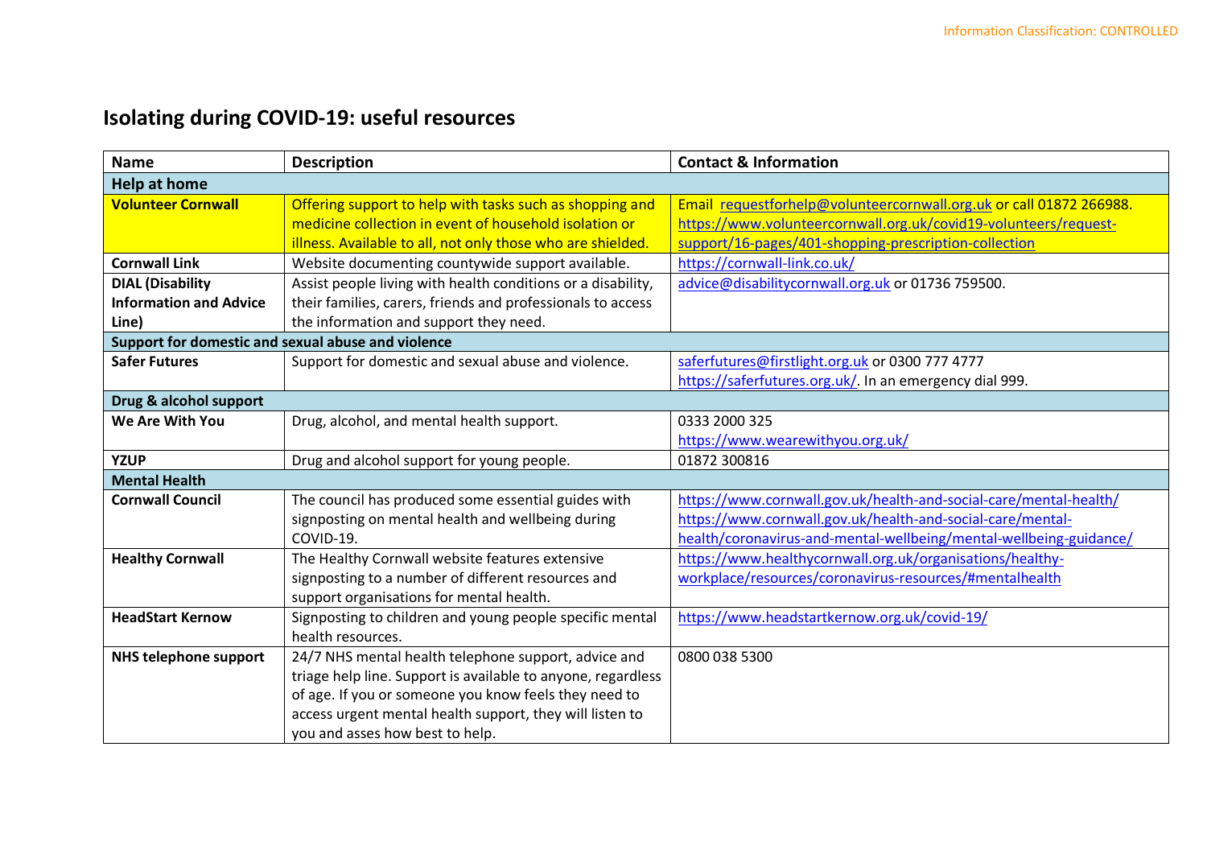# Isolating during COVID-19: useful resources

| Name | Description | Contact & Information |
|---|---|---|
| **Help at home** | | |
| **Volunteer Cornwall** | Offering support to help with tasks such as shopping and medicine collection in event of household isolation or illness. Available to all, not only those who are shielded. | Email requestforhelp@volunteercornwall.org.uk or call 01872 266988. https://www.volunteercornwall.org.uk/covid19-volunteers/request-support/16-pages/401-shopping-prescription-collection |
| **Cornwall Link** | Website documenting countywide support available. | https://cornwall-link.co.uk/ |
| **DIAL (Disability Information and Advice Line)** | Assist people living with health conditions or a disability, their families, carers, friends and professionals to access the information and support they need. | advice@disabilitycornwall.org.uk or 01736 759500. |
| **Support for domestic and sexual abuse and violence** | | |
| **Safer Futures** | Support for domestic and sexual abuse and violence. | saferfutures@firstlight.org.uk or 0300 777 4777 https://saferfutures.org.uk/. In an emergency dial 999. |
| **Drug & alcohol support** | | |
| **We Are With You** | Drug, alcohol, and mental health support. | 0333 2000 325 https://www.wearewithyou.org.uk/ |
| **YZUP** | Drug and alcohol support for young people. | 01872 300816 |
| **Mental Health** | | |
| **Cornwall Council** | The council has produced some essential guides with signposting on mental health and wellbeing during COVID-19. | https://www.cornwall.gov.uk/health-and-social-care/mental-health/ https://www.cornwall.gov.uk/health-and-social-care/mental-health/coronavirus-and-mental-wellbeing/mental-wellbeing-guidance/ |
| **Healthy Cornwall** | The Healthy Cornwall website features extensive signposting to a number of different resources and support organisations for mental health. | https://www.healthycornwall.org.uk/organisations/healthy-workplace/resources/coronavirus-resources/#mentalhealth |
| **HeadStart Kernow** | Signposting to children and young people specific mental health resources. | https://www.headstartkernow.org.uk/covid-19/ |
| **NHS telephone support** | 24/7 NHS mental health telephone support, advice and triage help line. Support is available to anyone, regardless of age. If you or someone you know feels they need to access urgent mental health support, they will listen to you and asses how best to help. | 0800 038 5300 |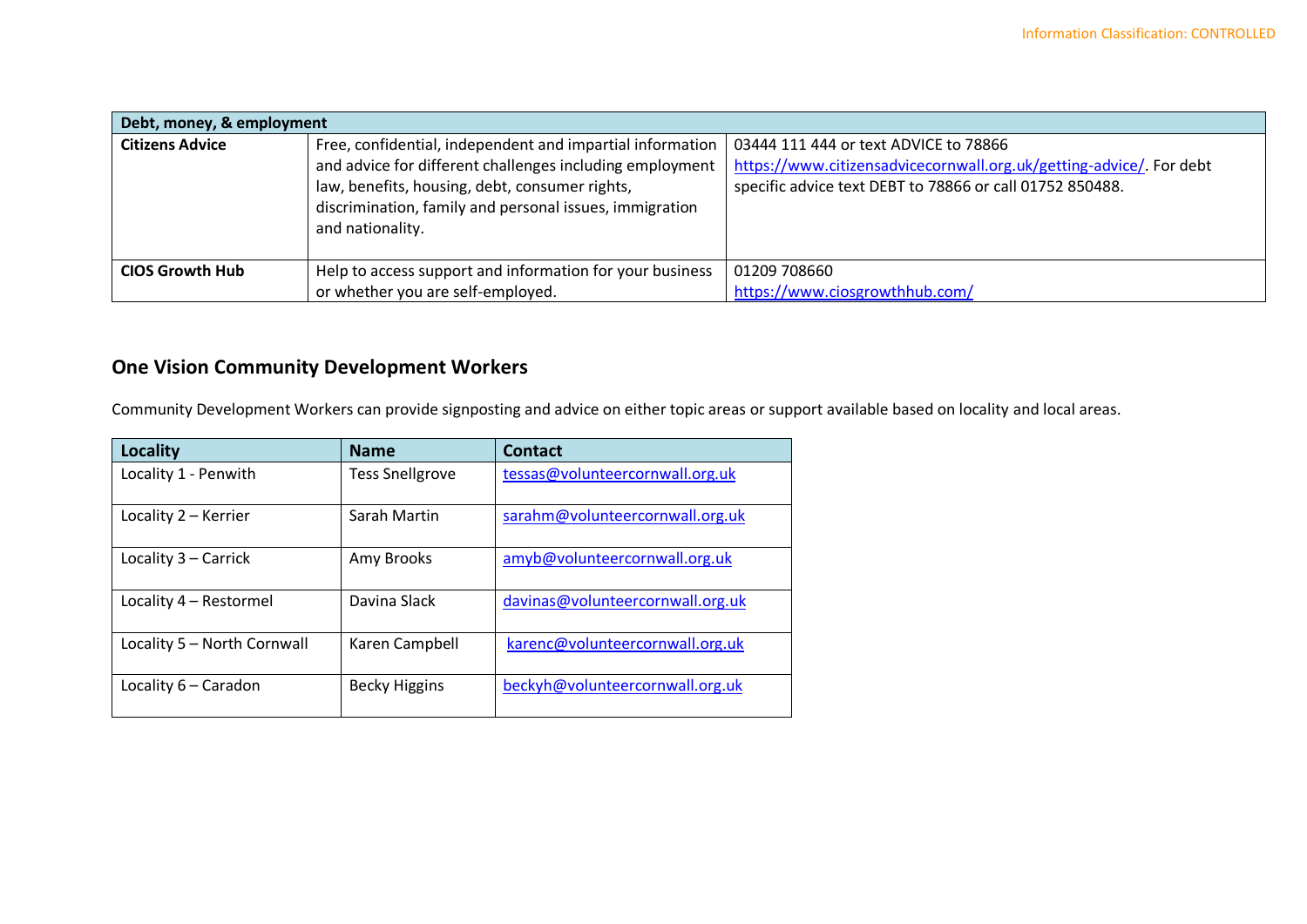| Debt, money, & employment | | |
|---|---|---|
| **Citizens Advice** | Free, confidential, independent and impartial information and advice for different challenges including employment law, benefits, housing, debt, consumer rights, discrimination, family and personal issues, immigration and nationality. | 03444 111 444 or text ADVICE to 78866 https://www.citizensadvicecornwall.org.uk/getting-advice/. For debt specific advice text DEBT to 78866 or call 01752 850488. |
| **CIOS Growth Hub** | Help to access support and information for your business or whether you are self-employed. | 01209 708660 https://www.ciosgrowthhub.com/ |

## One Vision Community Development Workers

Community Development Workers can provide signposting and advice on either topic areas or support available based on locality and local areas.

| Locality | Name | Contact |
|---|---|---|
| Locality 1 - Penwith | Tess Snellgrove | tessas@volunteercornwall.org.uk |
| Locality 2 – Kerrier | Sarah Martin | sarahm@volunteercornwall.org.uk |
| Locality 3 – Carrick | Amy Brooks | amyb@volunteercornwall.org.uk |
| Locality 4 – Restormel | Davina Slack | davinas@volunteercornwall.org.uk |
| Locality 5 – North Cornwall | Karen Campbell | karenc@volunteercornwall.org.uk |
| Locality 6 – Caradon | Becky Higgins | beckyh@volunteercornwall.org.uk |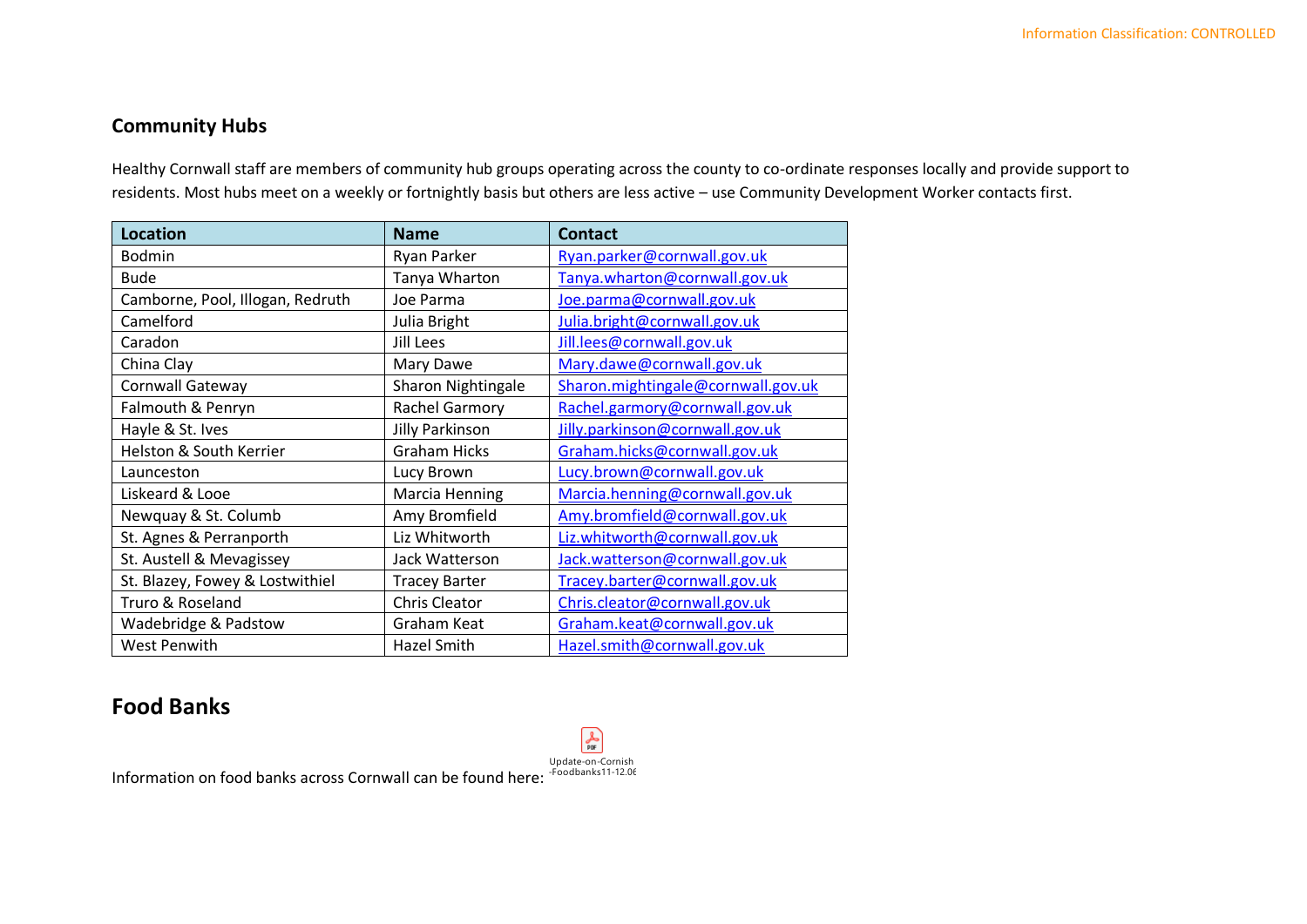## Community Hubs

Healthy Cornwall staff are members of community hub groups operating across the county to co-ordinate responses locally and provide support to residents. Most hubs meet on a weekly or fortnightly basis but others are less active – use Community Development Worker contacts first.

| Location | Name | Contact |
|---|---|---|
| Bodmin | Ryan Parker | Ryan.parker@cornwall.gov.uk |
| Bude | Tanya Wharton | Tanya.wharton@cornwall.gov.uk |
| Camborne, Pool, Illogan, Redruth | Joe Parma | Joe.parma@cornwall.gov.uk |
| Camelford | Julia Bright | Julia.bright@cornwall.gov.uk |
| Caradon | Jill Lees | Jill.lees@cornwall.gov.uk |
| China Clay | Mary Dawe | Mary.dawe@cornwall.gov.uk |
| Cornwall Gateway | Sharon Nightingale | Sharon.mightingale@cornwall.gov.uk |
| Falmouth & Penryn | Rachel Garmory | Rachel.garmory@cornwall.gov.uk |
| Hayle & St. Ives | Jilly Parkinson | Jilly.parkinson@cornwall.gov.uk |
| Helston & South Kerrier | Graham Hicks | Graham.hicks@cornwall.gov.uk |
| Launceston | Lucy Brown | Lucy.brown@cornwall.gov.uk |
| Liskeard & Looe | Marcia Henning | Marcia.henning@cornwall.gov.uk |
| Newquay & St. Columb | Amy Bromfield | Amy.bromfield@cornwall.gov.uk |
| St. Agnes & Perranporth | Liz Whitworth | Liz.whitworth@cornwall.gov.uk |
| St. Austell & Mevagissey | Jack Watterson | Jack.watterson@cornwall.gov.uk |
| St. Blazey, Fowey & Lostwithiel | Tracey Barter | Tracey.barter@cornwall.gov.uk |
| Truro & Roseland | Chris Cleator | Chris.cleator@cornwall.gov.uk |
| Wadebridge & Padstow | Graham Keat | Graham.keat@cornwall.gov.uk |
| West Penwith | Hazel Smith | Hazel.smith@cornwall.gov.uk |

## Food Banks

Information on food banks across Cornwall can be found here: Update-on-Cornish-Foodbanks11-12.0